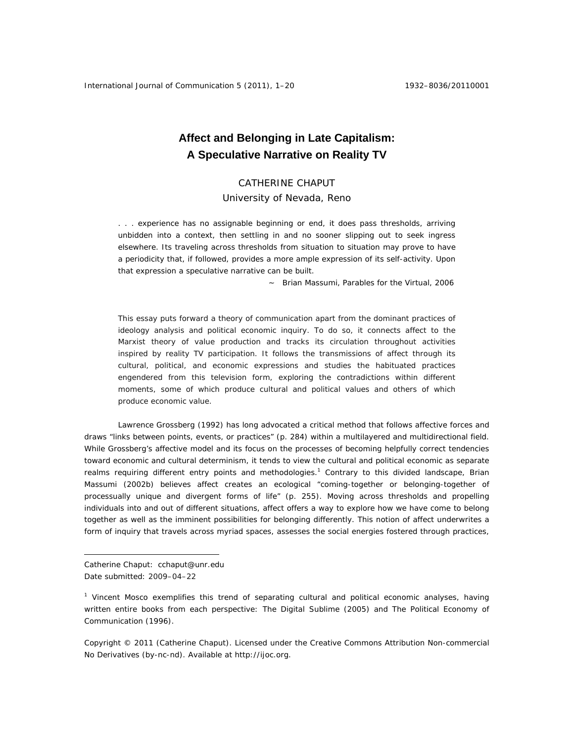# Affect and Belonging in Late Capitalism: A Speculative Narrative on Reality TV

CATHERINE CHAPUT
University of Nevada, Reno

> . . . experience has no assignable beginning or end, it does pass thresholds, arriving unbidden into a context, then settling in and no sooner slipping out to seek ingress elsewhere. Its traveling across thresholds from situation to situation may prove to have a periodicity that, if followed, provides a more ample expression of its self-activity. Upon that expression a speculative narrative can be built.
>
> ~ Brian Massumi, *Parables for the Virtual*, 2006

This essay puts forward a theory of communication apart from the dominant practices of ideology analysis and political economic inquiry. To do so, it connects affect to the Marxist theory of value production and tracks its circulation throughout activities inspired by reality TV participation. It follows the transmissions of affect through its cultural, political, and economic expressions and studies the habituated practices engendered from this television form, exploring the contradictions within different moments, some of which produce cultural and political values and others of which produce economic value.

Lawrence Grossberg (1992) has long advocated a critical method that follows affective forces and draws "links between points, events, or practices" (p. 284) within a multilayered and multidirectional field. While Grossberg's affective model and its focus on the processes of becoming helpfully correct tendencies toward economic and cultural determinism, it tends to view the cultural and political economic as separate realms requiring different entry points and methodologies.[1] Contrary to this divided landscape, Brian Massumi (2002b) believes affect creates an ecological "coming-together or belonging-together of processually unique and divergent forms of life" (p. 255). Moving across thresholds and propelling individuals into and out of different situations, affect offers a way to explore how we have come to belong together as well as the imminent possibilities for belonging differently. This notion of affect underwrites a form of inquiry that travels across myriad spaces, assesses the social energies fostered through practices,

Catherine Chaput: cchaput@unr.edu
Date submitted: 2009–04–22

[1] Vincent Mosco exemplifies this trend of separating cultural and political economic analyses, having written entire books from each perspective: *The Digital Sublime* (2005) and *The Political Economy of Communication* (1996).

Copyright © 2011 (Catherine Chaput). Licensed under the Creative Commons Attribution Non-commercial No Derivatives (by-nc-nd). Available at http://ijoc.org.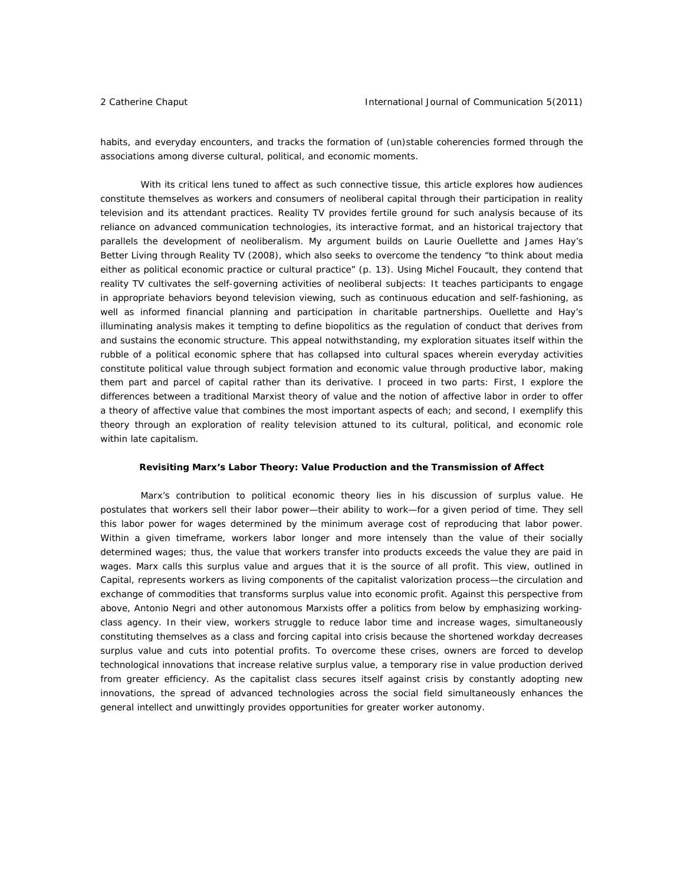habits, and everyday encounters, and tracks the formation of (un)stable coherencies formed through the associations among diverse cultural, political, and economic moments.

With its critical lens tuned to affect as such connective tissue, this article explores how audiences constitute themselves as workers and consumers of neoliberal capital through their participation in reality television and its attendant practices. Reality TV provides fertile ground for such analysis because of its reliance on advanced communication technologies, its interactive format, and an historical trajectory that parallels the development of neoliberalism. My argument builds on Laurie Ouellette and James Hay's *Better Living through Reality TV* (2008), which also seeks to overcome the tendency "to think about media either as political economic practice or cultural practice" (p. 13). Using Michel Foucault, they contend that reality TV cultivates the self-governing activities of neoliberal subjects: It teaches participants to engage in appropriate behaviors beyond television viewing, such as continuous education and self-fashioning, as well as informed financial planning and participation in charitable partnerships. Ouellette and Hay's illuminating analysis makes it tempting to define biopolitics as the regulation of conduct that derives from and sustains the economic structure. This appeal notwithstanding, my exploration situates itself within the rubble of a political economic sphere that has collapsed into cultural spaces wherein everyday activities constitute political value through subject formation and economic value through productive labor, making them part and parcel of capital rather than its derivative. I proceed in two parts: First, I explore the differences between a traditional Marxist theory of value and the notion of affective labor in order to offer a theory of affective value that combines the most important aspects of each; and second, I exemplify this theory through an exploration of reality television attuned to its cultural, political, and economic role within late capitalism.

## Revisiting Marx's Labor Theory: Value Production and the Transmission of Affect

Marx's contribution to political economic theory lies in his discussion of surplus value. He postulates that workers sell their labor power—their ability to work—for a given period of time. They sell this labor power for wages determined by the minimum average cost of reproducing that labor power. Within a given timeframe, workers labor longer and more intensely than the value of their socially determined wages; thus, the value that workers transfer into products exceeds the value they are paid in wages. Marx calls this surplus value and argues that it is the source of all profit. This view, outlined in *Capital*, represents workers as living components of the capitalist valorization process—the circulation and exchange of commodities that transforms surplus value into economic profit. Against this perspective from above, Antonio Negri and other autonomous Marxists offer a politics from below by emphasizing working-class agency. In their view, workers struggle to reduce labor time and increase wages, simultaneously constituting themselves as a class and forcing capital into crisis because the shortened workday decreases surplus value and cuts into potential profits. To overcome these crises, owners are forced to develop technological innovations that increase relative surplus value, a temporary rise in value production derived from greater efficiency. As the capitalist class secures itself against crisis by constantly adopting new innovations, the spread of advanced technologies across the social field simultaneously enhances the general intellect and unwittingly provides opportunities for greater worker autonomy.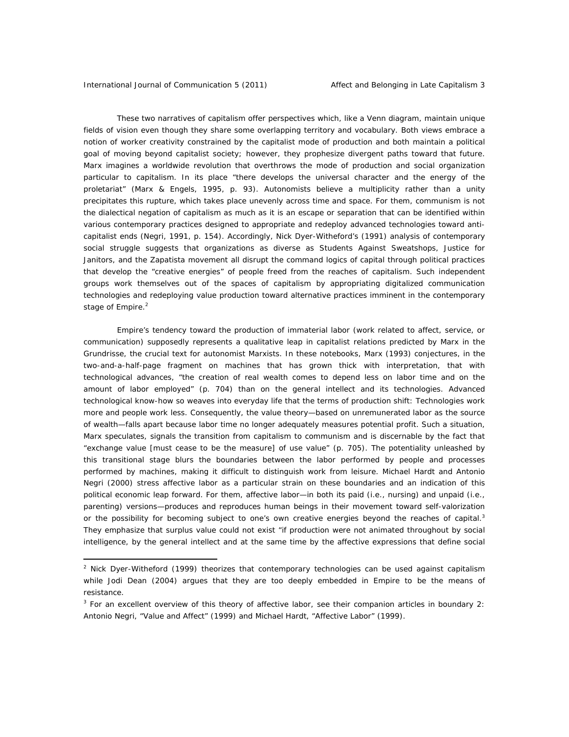These two narratives of capitalism offer perspectives which, like a Venn diagram, maintain unique fields of vision even though they share some overlapping territory and vocabulary. Both views embrace a notion of worker creativity constrained by the capitalist mode of production and both maintain a political goal of moving beyond capitalist society; however, they prophesize divergent paths toward that future. Marx imagines a worldwide revolution that overthrows the mode of production and social organization particular to capitalism. In its place "there develops the universal character and the energy of the proletariat" (Marx & Engels, 1995, p. 93). Autonomists believe a multiplicity rather than a unity precipitates this rupture, which takes place unevenly across time and space. For them, communism is not the dialectical negation of capitalism as much as it is an escape or separation that can be identified within various contemporary practices designed to appropriate and redeploy advanced technologies toward anti-capitalist ends (Negri, 1991, p. 154). Accordingly, Nick Dyer-Witheford's (1991) analysis of contemporary social struggle suggests that organizations as diverse as Students Against Sweatshops, Justice for Janitors, and the Zapatista movement all disrupt the command logics of capital through political practices that develop the "creative energies" of people freed from the reaches of capitalism. Such independent groups work themselves out of the spaces of capitalism by appropriating digitalized communication technologies and redeploying value production toward alternative practices imminent in the contemporary stage of Empire.[2]

Empire's tendency toward the production of immaterial labor (work related to affect, service, or communication) supposedly represents a qualitative leap in capitalist relations predicted by Marx in the Grundrisse, the crucial text for autonomist Marxists. In these notebooks, Marx (1993) conjectures, in the two-and-a-half-page fragment on machines that has grown thick with interpretation, that with technological advances, "the creation of real wealth comes to depend less on labor time and on the amount of labor employed" (p. 704) than on the general intellect and its technologies. Advanced technological know-how so weaves into everyday life that the terms of production shift: Technologies work more and people work less. Consequently, the value theory—based on unremunerated labor as the source of wealth—falls apart because labor time no longer adequately measures potential profit. Such a situation, Marx speculates, signals the transition from capitalism to communism and is discernable by the fact that "exchange value [must cease to be the measure] of use value" (p. 705). The potentiality unleashed by this transitional stage blurs the boundaries between the labor performed by people and processes performed by machines, making it difficult to distinguish work from leisure. Michael Hardt and Antonio Negri (2000) stress affective labor as a particular strain on these boundaries and an indication of this political economic leap forward. For them, affective labor—in both its paid (i.e., nursing) and unpaid (i.e., parenting) versions—produces and reproduces human beings in their movement toward self-valorization or the possibility for becoming subject to one's own creative energies beyond the reaches of capital.[3] They emphasize that surplus value could not exist "if production were not animated throughout by social intelligence, by the general intellect and at the same time by the affective expressions that define social

---

[2] Nick Dyer-Witheford (1999) theorizes that contemporary technologies can be used against capitalism while Jodi Dean (2004) argues that they are too deeply embedded in Empire to be the means of resistance.

[3] For an excellent overview of this theory of affective labor, see their companion articles in boundary 2: Antonio Negri, "Value and Affect" (1999) and Michael Hardt, "Affective Labor" (1999).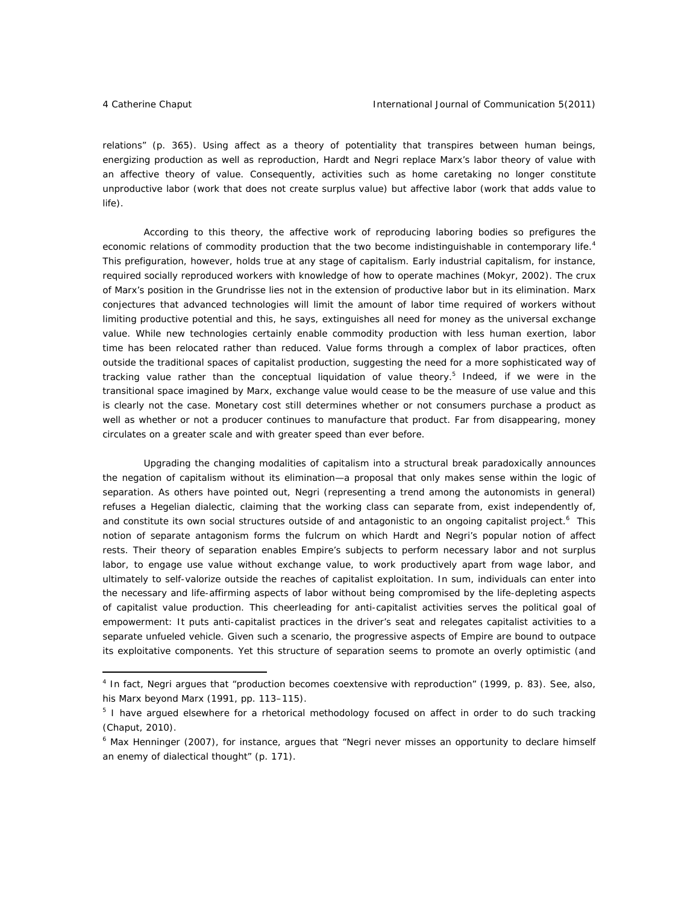relations" (p. 365). Using affect as a theory of potentiality that transpires between human beings, energizing production as well as reproduction, Hardt and Negri replace Marx's labor theory of value with an affective theory of value. Consequently, activities such as home caretaking no longer constitute unproductive labor (work that does not create surplus value) but affective labor (work that adds value to life).

According to this theory, the affective work of reproducing laboring bodies so prefigures the economic relations of commodity production that the two become indistinguishable in contemporary life.[4] This prefiguration, however, holds true at any stage of capitalism. Early industrial capitalism, for instance, required socially reproduced workers with knowledge of how to operate machines (Mokyr, 2002). The crux of Marx's position in the Grundrisse lies not in the extension of productive labor but in its elimination. Marx conjectures that advanced technologies will limit the amount of labor time required of workers without limiting productive potential and this, he says, extinguishes all need for money as the universal exchange value. While new technologies certainly enable commodity production with less human exertion, labor time has been relocated rather than reduced. Value forms through a complex of labor practices, often outside the traditional spaces of capitalist production, suggesting the need for a more sophisticated way of tracking value rather than the conceptual liquidation of value theory.[5] Indeed, if we were in the transitional space imagined by Marx, exchange value would cease to be the measure of use value and this is clearly not the case. Monetary cost still determines whether or not consumers purchase a product as well as whether or not a producer continues to manufacture that product. Far from disappearing, money circulates on a greater scale and with greater speed than ever before.

Upgrading the changing modalities of capitalism into a structural break paradoxically announces the negation of capitalism without its elimination—a proposal that only makes sense within the logic of separation. As others have pointed out, Negri (representing a trend among the autonomists in general) refuses a Hegelian dialectic, claiming that the working class can separate from, exist independently of, and constitute its own social structures outside of and antagonistic to an ongoing capitalist project.[6] This notion of separate antagonism forms the fulcrum on which Hardt and Negri's popular notion of affect rests. Their theory of separation enables Empire's subjects to perform necessary labor and not surplus labor, to engage use value without exchange value, to work productively apart from wage labor, and ultimately to self-valorize outside the reaches of capitalist exploitation. In sum, individuals can enter into the necessary and life-affirming aspects of labor without being compromised by the life-depleting aspects of capitalist value production. This cheerleading for anti-capitalist activities serves the political goal of empowerment: It puts anti-capitalist practices in the driver's seat and relegates capitalist activities to a separate unfueled vehicle. Given such a scenario, the progressive aspects of Empire are bound to outpace its exploitative components. Yet this structure of separation seems to promote an overly optimistic (and

---

[4] In fact, Negri argues that "production becomes coextensive with reproduction" (1999, p. 83). See, also, his Marx beyond Marx (1991, pp. 113–115).

[5] I have argued elsewhere for a rhetorical methodology focused on affect in order to do such tracking (Chaput, 2010).

[6] Max Henninger (2007), for instance, argues that "Negri never misses an opportunity to declare himself an enemy of dialectical thought" (p. 171).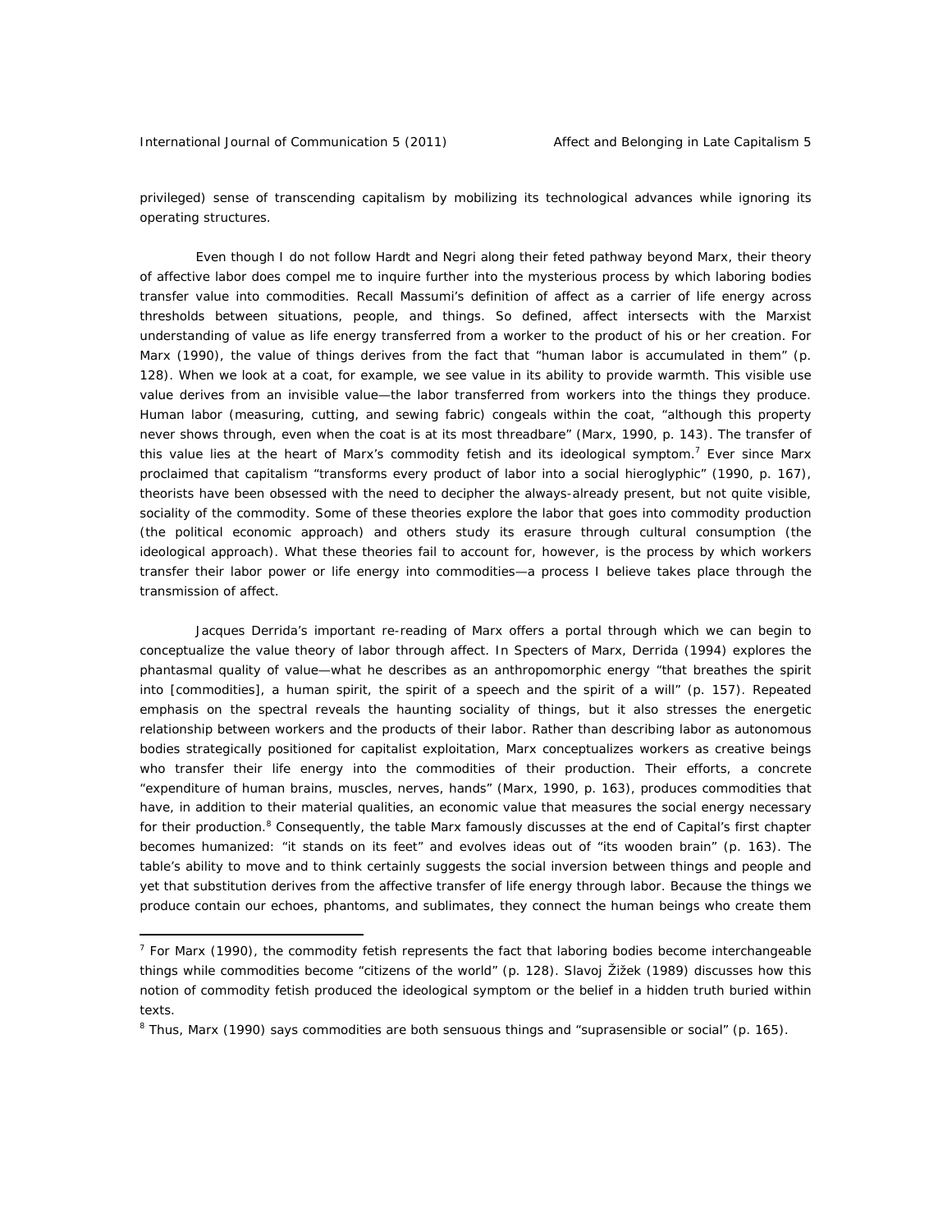privileged) sense of transcending capitalism by mobilizing its technological advances while ignoring its operating structures.

Even though I do not follow Hardt and Negri along their feted pathway beyond Marx, their theory of affective labor does compel me to inquire further into the mysterious process by which laboring bodies transfer value into commodities. Recall Massumi's definition of affect as a carrier of life energy across thresholds between situations, people, and things. So defined, affect intersects with the Marxist understanding of value as life energy transferred from a worker to the product of his or her creation. For Marx (1990), the value of things derives from the fact that "human labor is accumulated in them" (p. 128). When we look at a coat, for example, we see value in its ability to provide warmth. This visible use value derives from an invisible value—the labor transferred from workers into the things they produce. Human labor (measuring, cutting, and sewing fabric) congeals within the coat, "although this property never shows through, even when the coat is at its most threadbare" (Marx, 1990, p. 143). The transfer of this value lies at the heart of Marx's commodity fetish and its ideological symptom.[7] Ever since Marx proclaimed that capitalism "transforms every product of labor into a social hieroglyphic" (1990, p. 167), theorists have been obsessed with the need to decipher the always-already present, but not quite visible, sociality of the commodity. Some of these theories explore the labor that goes into commodity production (the political economic approach) and others study its erasure through cultural consumption (the ideological approach). What these theories fail to account for, however, is the process by which workers transfer their labor power or life energy into commodities—a process I believe takes place through the transmission of affect.

Jacques Derrida's important re-reading of Marx offers a portal through which we can begin to conceptualize the value theory of labor through affect. In *Specters of Marx*, Derrida (1994) explores the phantasmal quality of value—what he describes as an anthropomorphic energy "that breathes the spirit into [commodities], a human spirit, the spirit of a speech and the spirit of a will" (p. 157). Repeated emphasis on the spectral reveals the haunting sociality of things, but it also stresses the energetic relationship between workers and the products of their labor. Rather than describing labor as autonomous bodies strategically positioned for capitalist exploitation, Marx conceptualizes workers as creative beings who transfer their life energy into the commodities of their production. Their efforts, a concrete "expenditure of human brains, muscles, nerves, hands" (Marx, 1990, p. 163), produces commodities that have, in addition to their material qualities, an economic value that measures the social energy necessary for their production.[8] Consequently, the table Marx famously discusses at the end of *Capital*'s first chapter becomes humanized: "it stands on its feet" and evolves ideas out of "its wooden brain" (p. 163). The table's ability to move and to think certainly suggests the social inversion between things and people and yet that substitution derives from the affective transfer of life energy through labor. Because the things we produce contain our echoes, phantoms, and sublimates, they connect the human beings who create them

---

[7] For Marx (1990), the commodity fetish represents the fact that laboring bodies become interchangeable things while commodities become "citizens of the world" (p. 128). Slavoj Žižek (1989) discusses how this notion of commodity fetish produced the ideological symptom or the belief in a hidden truth buried within texts.

[8] Thus, Marx (1990) says commodities are both sensuous things and "suprasensible or social" (p. 165).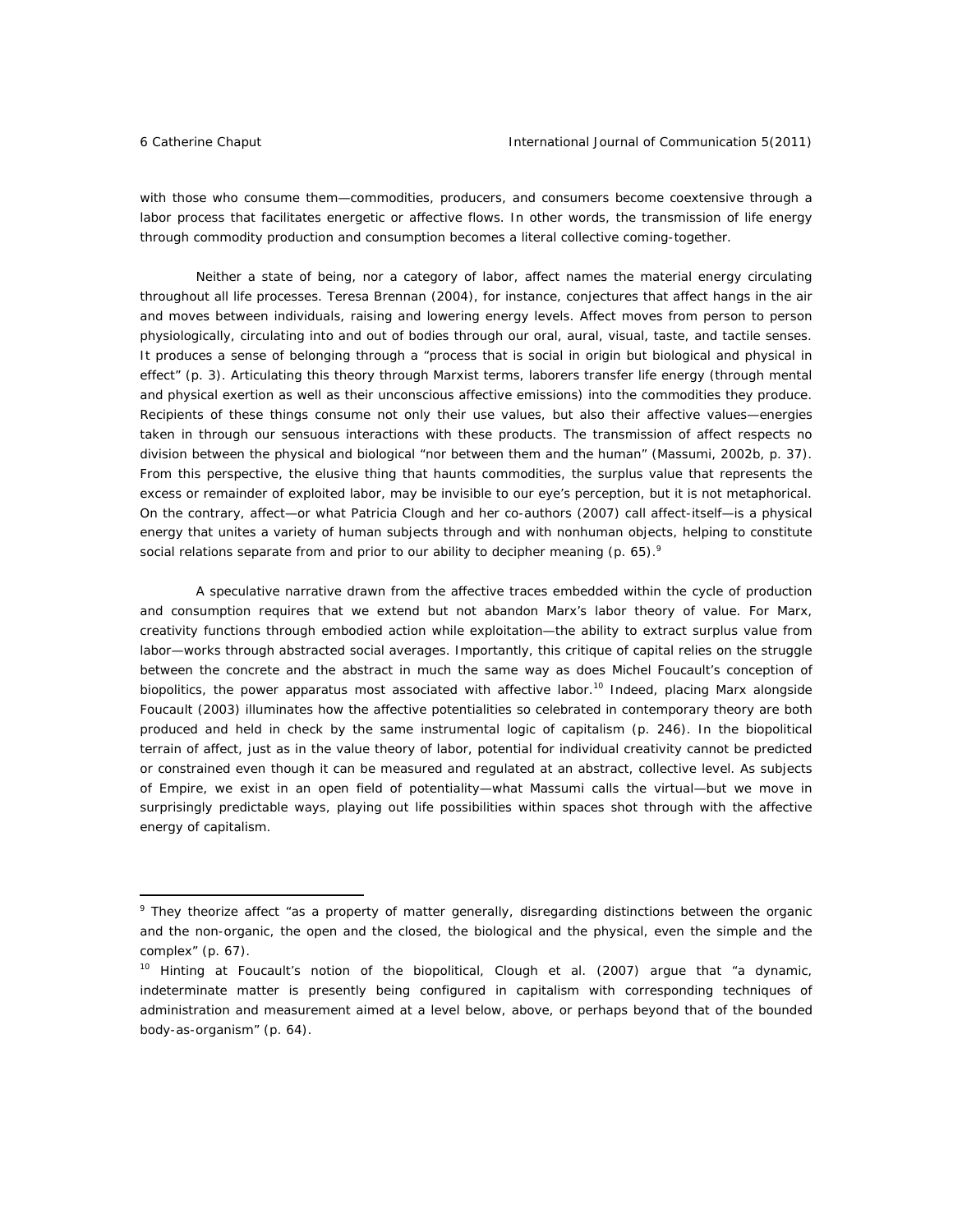with those who consume them—commodities, producers, and consumers become coextensive through a labor process that facilitates energetic or affective flows. In other words, the transmission of life energy through commodity production and consumption becomes a literal collective coming-together.

Neither a state of being, nor a category of labor, affect names the material energy circulating throughout all life processes. Teresa Brennan (2004), for instance, conjectures that affect hangs in the air and moves between individuals, raising and lowering energy levels. Affect moves from person to person physiologically, circulating into and out of bodies through our oral, aural, visual, taste, and tactile senses. It produces a sense of belonging through a "process that is social in origin but biological and physical in effect" (p. 3). Articulating this theory through Marxist terms, laborers transfer life energy (through mental and physical exertion as well as their unconscious affective emissions) into the commodities they produce. Recipients of these things consume not only their use values, but also their affective values—energies taken in through our sensuous interactions with these products. The transmission of affect respects no division between the physical and biological "nor between them and the human" (Massumi, 2002b, p. 37). From this perspective, the elusive thing that haunts commodities, the surplus value that represents the excess or remainder of exploited labor, may be invisible to our eye's perception, but it is not metaphorical. On the contrary, affect—or what Patricia Clough and her co-authors (2007) call affect-itself—is a physical energy that unites a variety of human subjects through and with nonhuman objects, helping to constitute social relations separate from and prior to our ability to decipher meaning (p. 65).[9]

A speculative narrative drawn from the affective traces embedded within the cycle of production and consumption requires that we extend but not abandon Marx's labor theory of value. For Marx, creativity functions through embodied action while exploitation—the ability to extract surplus value from labor—works through abstracted social averages. Importantly, this critique of capital relies on the struggle between the concrete and the abstract in much the same way as does Michel Foucault's conception of biopolitics, the power apparatus most associated with affective labor.[10] Indeed, placing Marx alongside Foucault (2003) illuminates how the affective potentialities so celebrated in contemporary theory are both produced and held in check by the same instrumental logic of capitalism (p. 246). In the biopolitical terrain of affect, just as in the value theory of labor, potential for individual creativity cannot be predicted or constrained even though it can be measured and regulated at an abstract, collective level. As subjects of Empire, we exist in an open field of potentiality—what Massumi calls the virtual—but we move in surprisingly predictable ways, playing out life possibilities within spaces shot through with the affective energy of capitalism.

---

[9] They theorize affect "as a property of matter generally, disregarding distinctions between the organic and the non-organic, the open and the closed, the biological and the physical, even the simple and the complex" (p. 67).

[10] Hinting at Foucault's notion of the biopolitical, Clough et al. (2007) argue that "a dynamic, indeterminate matter is presently being configured in capitalism with corresponding techniques of administration and measurement aimed at a level below, above, or perhaps beyond that of the bounded body-as-organism" (p. 64).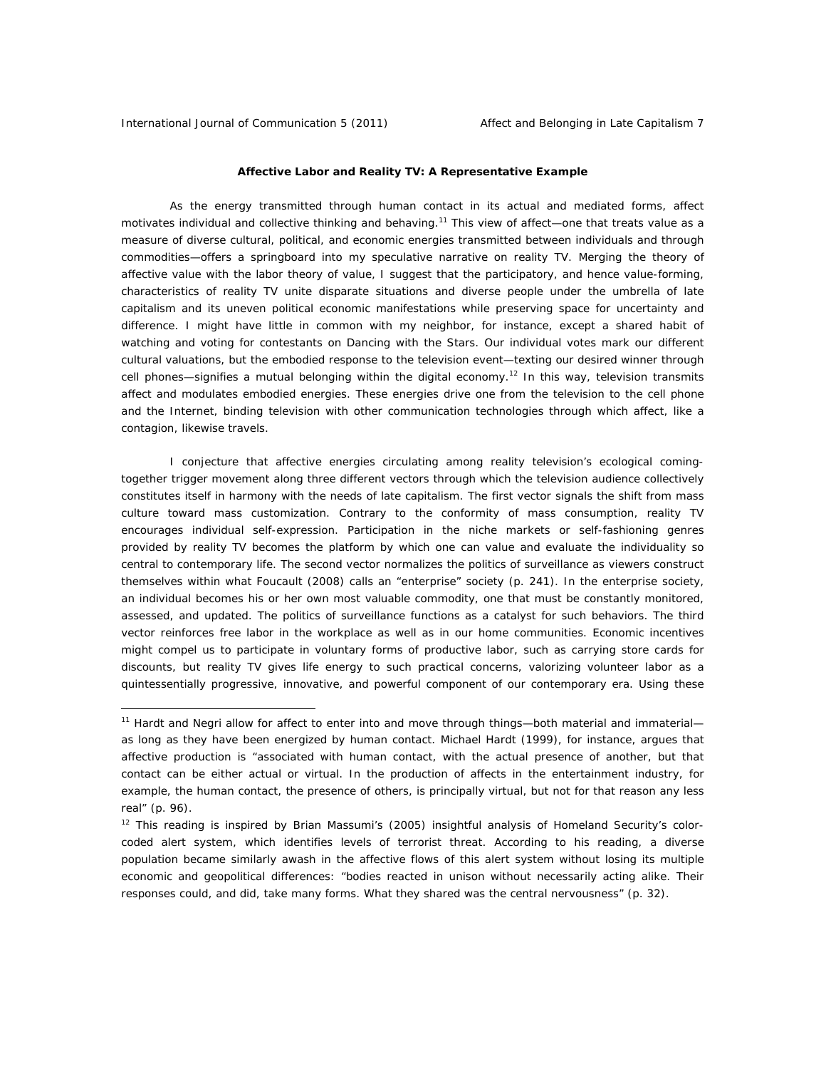**Affective Labor and Reality TV: A Representative Example**

As the energy transmitted through human contact in its actual and mediated forms, affect motivates individual and collective thinking and behaving.[11] This view of affect—one that treats value as a measure of diverse cultural, political, and economic energies transmitted between individuals and through commodities—offers a springboard into my speculative narrative on reality TV. Merging the theory of affective value with the labor theory of value, I suggest that the participatory, and hence value-forming, characteristics of reality TV unite disparate situations and diverse people under the umbrella of late capitalism and its uneven political economic manifestations while preserving space for uncertainty and difference. I might have little in common with my neighbor, for instance, except a shared habit of watching and voting for contestants on *Dancing with the Stars*. Our individual votes mark our different cultural valuations, but the embodied response to the television event—texting our desired winner through cell phones—signifies a mutual belonging within the digital economy.[12] In this way, television transmits affect and modulates embodied energies. These energies drive one from the television to the cell phone and the Internet, binding television with other communication technologies through which affect, like a contagion, likewise travels.

I conjecture that affective energies circulating among reality television's ecological coming-together trigger movement along three different vectors through which the television audience collectively constitutes itself in harmony with the needs of late capitalism. The first vector signals the shift from mass culture toward mass customization. Contrary to the conformity of mass consumption, reality TV encourages individual self-expression. Participation in the niche markets or self-fashioning genres provided by reality TV becomes the platform by which one can value and evaluate the individuality so central to contemporary life. The second vector normalizes the politics of surveillance as viewers construct themselves within what Foucault (2008) calls an "enterprise" society (p. 241). In the enterprise society, an individual becomes his or her own most valuable commodity, one that must be constantly monitored, assessed, and updated. The politics of surveillance functions as a catalyst for such behaviors. The third vector reinforces free labor in the workplace as well as in our home communities. Economic incentives might compel us to participate in voluntary forms of productive labor, such as carrying store cards for discounts, but reality TV gives life energy to such practical concerns, valorizing volunteer labor as a quintessentially progressive, innovative, and powerful component of our contemporary era. Using these

---

[11] Hardt and Negri allow for affect to enter into and move through things—both material and immaterial—as long as they have been energized by human contact. Michael Hardt (1999), for instance, argues that affective production is "associated with human contact, with the actual presence of another, but that contact can be either actual or virtual. In the production of affects in the entertainment industry, for example, the human contact, the presence of others, is principally virtual, but not for that reason any less real" (p. 96).

[12] This reading is inspired by Brian Massumi's (2005) insightful analysis of Homeland Security's color-coded alert system, which identifies levels of terrorist threat. According to his reading, a diverse population became similarly awash in the affective flows of this alert system without losing its multiple economic and geopolitical differences: "bodies reacted in unison without necessarily acting alike. Their responses could, and did, take many forms. What they shared was the central nervousness" (p. 32).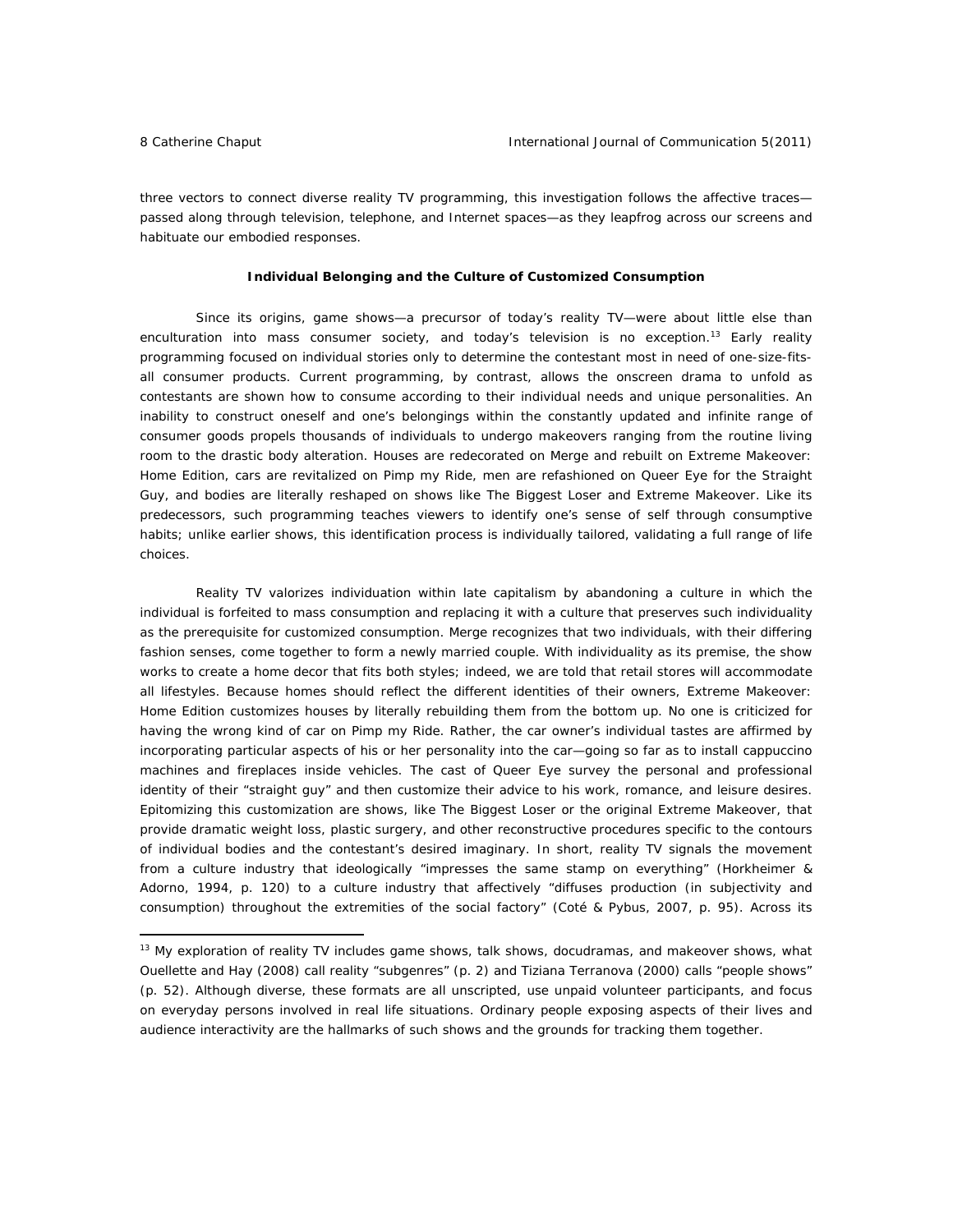three vectors to connect diverse reality TV programming, this investigation follows the affective traces—passed along through television, telephone, and Internet spaces—as they leapfrog across our screens and habituate our embodied responses.

**Individual Belonging and the Culture of Customized Consumption**

Since its origins, game shows—a precursor of today's reality TV—were about little else than enculturation into mass consumer society, and today's television is no exception.[13] Early reality programming focused on individual stories only to determine the contestant most in need of one-size-fits-all consumer products. Current programming, by contrast, allows the onscreen drama to unfold as contestants are shown how to consume according to their individual needs and unique personalities. An inability to construct oneself and one's belongings within the constantly updated and infinite range of consumer goods propels thousands of individuals to undergo makeovers ranging from the routine living room to the drastic body alteration. Houses are redecorated on *Merge* and rebuilt on *Extreme Makeover: Home Edition*, cars are revitalized on *Pimp my Ride*, men are refashioned on *Queer Eye for the Straight Guy*, and bodies are literally reshaped on shows like *The Biggest Loser* and *Extreme Makeover*. Like its predecessors, such programming teaches viewers to identify one's sense of self through consumptive habits; unlike earlier shows, this identification process is individually tailored, validating a full range of life choices.

Reality TV valorizes individuation within late capitalism by abandoning a culture in which the individual is forfeited to mass consumption and replacing it with a culture that preserves such individuality as the prerequisite for customized consumption. *Merge* recognizes that two individuals, with their differing fashion senses, come together to form a newly married couple. With individuality as its premise, the show works to create a home decor that fits both styles; indeed, we are told that retail stores will accommodate all lifestyles. Because homes should reflect the different identities of their owners, *Extreme Makeover: Home Edition* customizes houses by literally rebuilding them from the bottom up. No one is criticized for having the wrong kind of car on *Pimp my Ride*. Rather, the car owner's individual tastes are affirmed by incorporating particular aspects of his or her personality into the car—going so far as to install cappuccino machines and fireplaces inside vehicles. The cast of *Queer Eye* survey the personal and professional identity of their "straight guy" and then customize their advice to his work, romance, and leisure desires. Epitomizing this customization are shows, like *The Biggest Loser* or the original *Extreme Makeover*, that provide dramatic weight loss, plastic surgery, and other reconstructive procedures specific to the contours of individual bodies and the contestant's desired imaginary. In short, reality TV signals the movement from a culture industry that ideologically "impresses the same stamp on everything" (Horkheimer & Adorno, 1994, p. 120) to a culture industry that affectively "diffuses production (in subjectivity and consumption) throughout the extremities of the social factory" (Coté & Pybus, 2007, p. 95). Across its

---

[13] My exploration of reality TV includes game shows, talk shows, docudramas, and makeover shows, what Ouellette and Hay (2008) call reality "subgenres" (p. 2) and Tiziana Terranova (2000) calls "people shows" (p. 52). Although diverse, these formats are all unscripted, use unpaid volunteer participants, and focus on everyday persons involved in real life situations. Ordinary people exposing aspects of their lives and audience interactivity are the hallmarks of such shows and the grounds for tracking them together.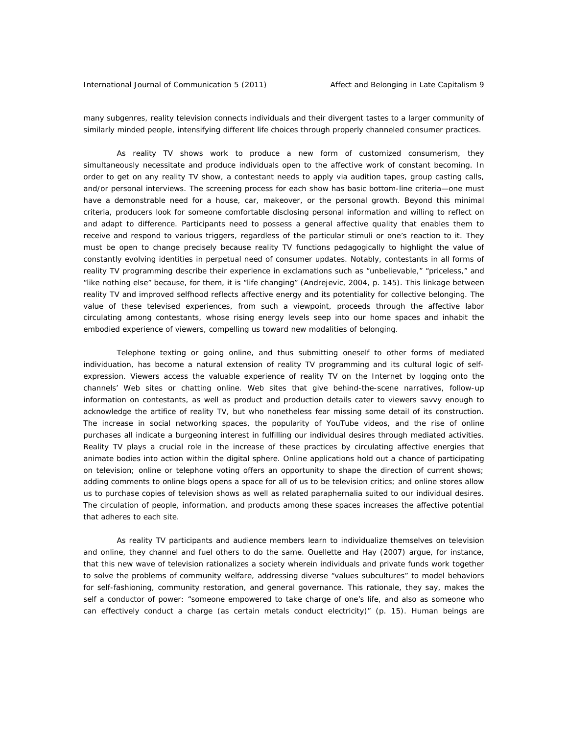many subgenres, reality television connects individuals and their divergent tastes to a larger community of similarly minded people, intensifying different life choices through properly channeled consumer practices.

As reality TV shows work to produce a new form of customized consumerism, they simultaneously necessitate and produce individuals open to the affective work of constant becoming. In order to get on any reality TV show, a contestant needs to apply via audition tapes, group casting calls, and/or personal interviews. The screening process for each show has basic bottom-line criteria—one must have a demonstrable need for a house, car, makeover, or the personal growth. Beyond this minimal criteria, producers look for someone comfortable disclosing personal information and willing to reflect on and adapt to difference. Participants need to possess a general affective quality that enables them to receive and respond to various triggers, regardless of the particular stimuli or one's reaction to it. They must be open to change precisely because reality TV functions pedagogically to highlight the value of constantly evolving identities in perpetual need of consumer updates. Notably, contestants in all forms of reality TV programming describe their experience in exclamations such as "unbelievable," "priceless," and "like nothing else" because, for them, it is "life changing" (Andrejevic, 2004, p. 145). This linkage between reality TV and improved selfhood reflects affective energy and its potentiality for collective belonging. The value of these televised experiences, from such a viewpoint, proceeds through the affective labor circulating among contestants, whose rising energy levels seep into our home spaces and inhabit the embodied experience of viewers, compelling us toward new modalities of belonging.

Telephone texting or going online, and thus submitting oneself to other forms of mediated individuation, has become a natural extension of reality TV programming and its cultural logic of self-expression. Viewers access the valuable experience of reality TV on the Internet by logging onto the channels' Web sites or chatting online. Web sites that give behind-the-scene narratives, follow-up information on contestants, as well as product and production details cater to viewers savvy enough to acknowledge the artifice of reality TV, but who nonetheless fear missing some detail of its construction. The increase in social networking spaces, the popularity of YouTube videos, and the rise of online purchases all indicate a burgeoning interest in fulfilling our individual desires through mediated activities. Reality TV plays a crucial role in the increase of these practices by circulating affective energies that animate bodies into action within the digital sphere. Online applications hold out a chance of participating on television; online or telephone voting offers an opportunity to shape the direction of current shows; adding comments to online blogs opens a space for all of us to be television critics; and online stores allow us to purchase copies of television shows as well as related paraphernalia suited to our individual desires. The circulation of people, information, and products among these spaces increases the affective potential that adheres to each site.

As reality TV participants and audience members learn to individualize themselves on television and online, they channel and fuel others to do the same. Ouellette and Hay (2007) argue, for instance, that this new wave of television rationalizes a society wherein individuals and private funds work together to solve the problems of community welfare, addressing diverse "values subcultures" to model behaviors for self-fashioning, community restoration, and general governance. This rationale, they say, makes the self a conductor of power: "someone empowered to take charge of one's life, and also as someone who can effectively conduct a charge (as certain metals conduct electricity)" (p. 15). Human beings are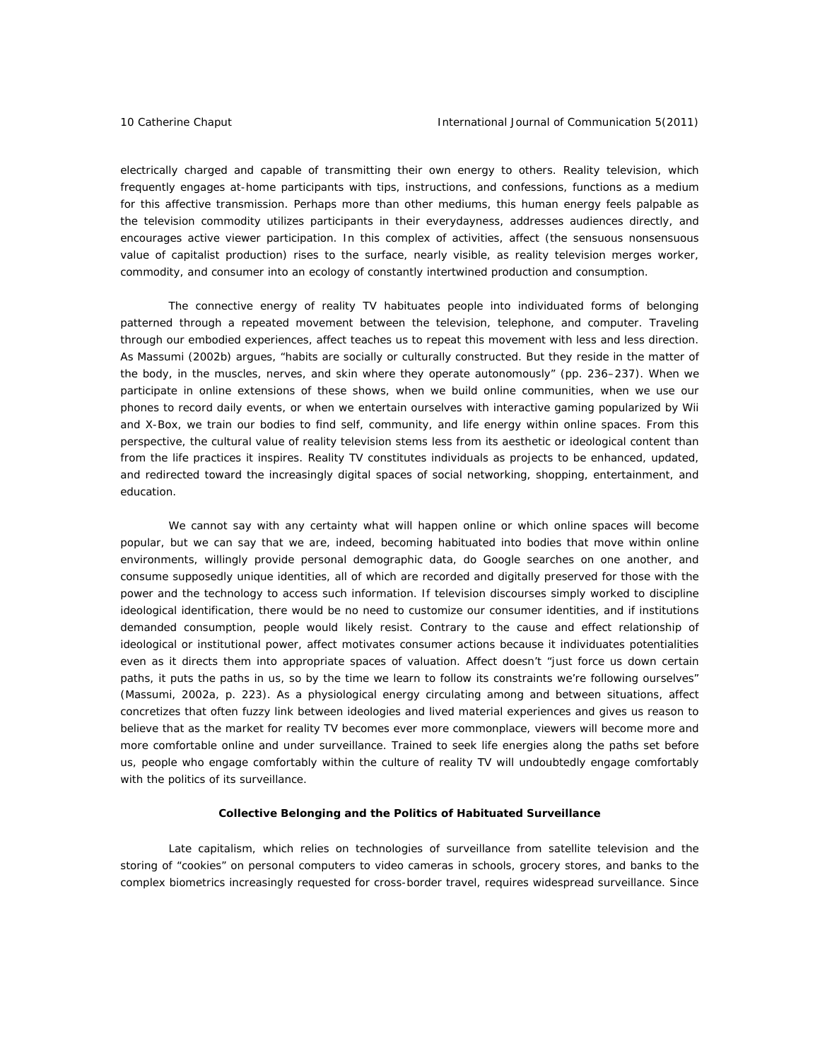electrically charged and capable of transmitting their own energy to others. Reality television, which frequently engages at-home participants with tips, instructions, and confessions, functions as a medium for this affective transmission. Perhaps more than other mediums, this human energy feels palpable as the television commodity utilizes participants in their everydayness, addresses audiences directly, and encourages active viewer participation. In this complex of activities, affect (the sensuous nonsensuous value of capitalist production) rises to the surface, nearly visible, as reality television merges worker, commodity, and consumer into an ecology of constantly intertwined production and consumption.

The connective energy of reality TV habituates people into individuated forms of belonging patterned through a repeated movement between the television, telephone, and computer. Traveling through our embodied experiences, affect teaches us to repeat this movement with less and less direction. As Massumi (2002b) argues, "habits are socially or culturally constructed. But they reside in the matter of the body, in the muscles, nerves, and skin where they operate autonomously" (pp. 236–237). When we participate in online extensions of these shows, when we build online communities, when we use our phones to record daily events, or when we entertain ourselves with interactive gaming popularized by Wii and X-Box, we train our bodies to find self, community, and life energy within online spaces. From this perspective, the cultural value of reality television stems less from its aesthetic or ideological content than from the life practices it inspires. Reality TV constitutes individuals as projects to be enhanced, updated, and redirected toward the increasingly digital spaces of social networking, shopping, entertainment, and education.

We cannot say with any certainty what will happen online or which online spaces will become popular, but we can say that we are, indeed, becoming habituated into bodies that move within online environments, willingly provide personal demographic data, do Google searches on one another, and consume supposedly unique identities, all of which are recorded and digitally preserved for those with the power and the technology to access such information. If television discourses simply worked to discipline ideological identification, there would be no need to customize our consumer identities, and if institutions demanded consumption, people would likely resist. Contrary to the cause and effect relationship of ideological or institutional power, affect motivates consumer actions because it individuates potentialities even as it directs them into appropriate spaces of valuation. Affect doesn't "just force us down certain paths, it puts the paths in us, so by the time we learn to follow its constraints we're following ourselves" (Massumi, 2002a, p. 223). As a physiological energy circulating among and between situations, affect concretizes that often fuzzy link between ideologies and lived material experiences and gives us reason to believe that as the market for reality TV becomes ever more commonplace, viewers will become more and more comfortable online and under surveillance. Trained to seek life energies along the paths set before us, people who engage comfortably within the culture of reality TV will undoubtedly engage comfortably with the politics of its surveillance.

## Collective Belonging and the Politics of Habituated Surveillance

Late capitalism, which relies on technologies of surveillance from satellite television and the storing of "cookies" on personal computers to video cameras in schools, grocery stores, and banks to the complex biometrics increasingly requested for cross-border travel, requires widespread surveillance. Since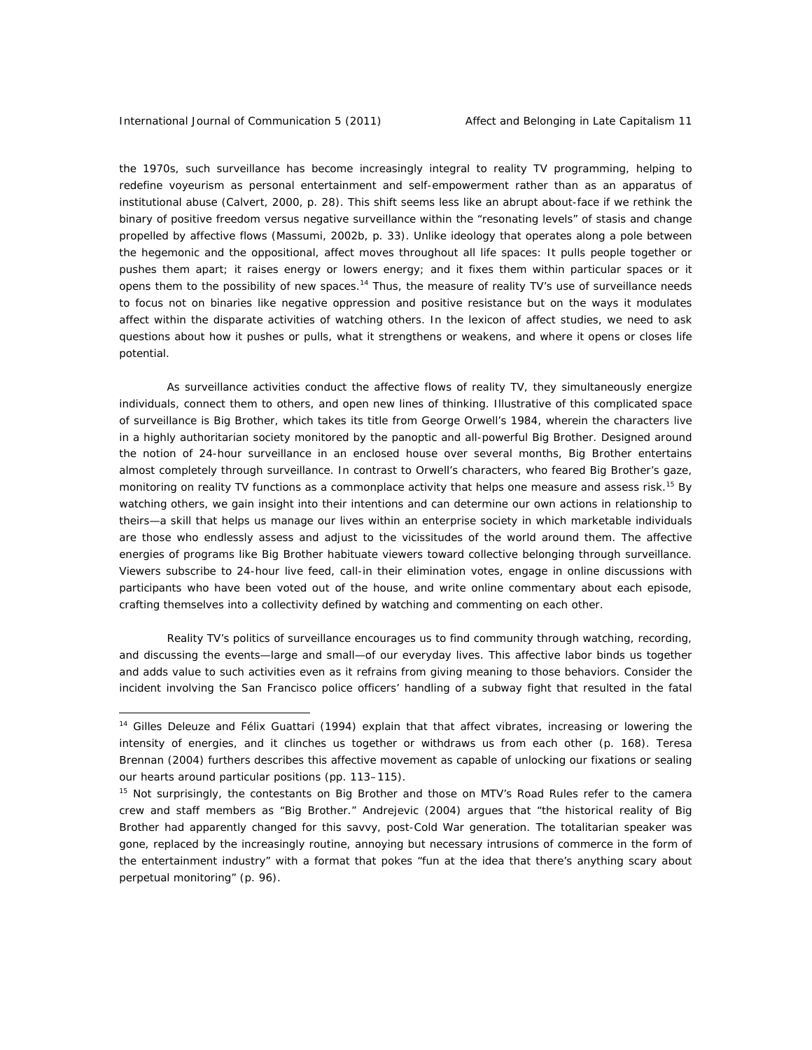the 1970s, such surveillance has become increasingly integral to reality TV programming, helping to redefine voyeurism as personal entertainment and self-empowerment rather than as an apparatus of institutional abuse (Calvert, 2000, p. 28). This shift seems less like an abrupt about-face if we rethink the binary of positive freedom versus negative surveillance within the "resonating levels" of stasis and change propelled by affective flows (Massumi, 2002b, p. 33). Unlike ideology that operates along a pole between the hegemonic and the oppositional, affect moves throughout all life spaces: It pulls people together or pushes them apart; it raises energy or lowers energy; and it fixes them within particular spaces or it opens them to the possibility of new spaces.[14] Thus, the measure of reality TV's use of surveillance needs to focus not on binaries like negative oppression and positive resistance but on the ways it modulates affect within the disparate activities of watching others. In the lexicon of affect studies, we need to ask questions about how it pushes or pulls, what it strengthens or weakens, and where it opens or closes life potential.

As surveillance activities conduct the affective flows of reality TV, they simultaneously energize individuals, connect them to others, and open new lines of thinking. Illustrative of this complicated space of surveillance is Big Brother, which takes its title from George Orwell's 1984, wherein the characters live in a highly authoritarian society monitored by the panoptic and all-powerful Big Brother. Designed around the notion of 24-hour surveillance in an enclosed house over several months, Big Brother entertains almost completely through surveillance. In contrast to Orwell's characters, who feared Big Brother's gaze, monitoring on reality TV functions as a commonplace activity that helps one measure and assess risk.[15] By watching others, we gain insight into their intentions and can determine our own actions in relationship to theirs—a skill that helps us manage our lives within an enterprise society in which marketable individuals are those who endlessly assess and adjust to the vicissitudes of the world around them. The affective energies of programs like Big Brother habituate viewers toward collective belonging through surveillance. Viewers subscribe to 24-hour live feed, call-in their elimination votes, engage in online discussions with participants who have been voted out of the house, and write online commentary about each episode, crafting themselves into a collectivity defined by watching and commenting on each other.

Reality TV's politics of surveillance encourages us to find community through watching, recording, and discussing the events—large and small—of our everyday lives. This affective labor binds us together and adds value to such activities even as it refrains from giving meaning to those behaviors. Consider the incident involving the San Francisco police officers' handling of a subway fight that resulted in the fatal

---

[14] Gilles Deleuze and Félix Guattari (1994) explain that that affect vibrates, increasing or lowering the intensity of energies, and it clinches us together or withdraws us from each other (p. 168). Teresa Brennan (2004) furthers describes this affective movement as capable of unlocking our fixations or sealing our hearts around particular positions (pp. 113–115).

[15] Not surprisingly, the contestants on Big Brother and those on MTV's Road Rules refer to the camera crew and staff members as "Big Brother." Andrejevic (2004) argues that "the historical reality of Big Brother had apparently changed for this savvy, post-Cold War generation. The totalitarian speaker was gone, replaced by the increasingly routine, annoying but necessary intrusions of commerce in the form of the entertainment industry" with a format that pokes "fun at the idea that there's anything scary about perpetual monitoring" (p. 96).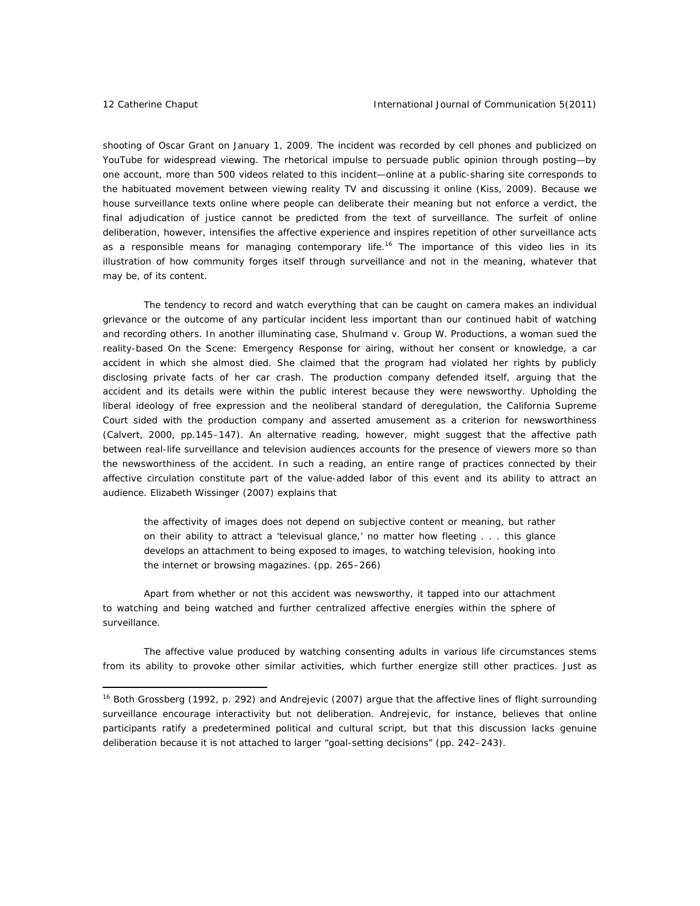shooting of Oscar Grant on January 1, 2009. The incident was recorded by cell phones and publicized on YouTube for widespread viewing. The rhetorical impulse to persuade public opinion through posting—by one account, more than 500 videos related to this incident—online at a public-sharing site corresponds to the habituated movement between viewing reality TV and discussing it online (Kiss, 2009). Because we house surveillance texts online where people can deliberate their meaning but not enforce a verdict, the final adjudication of justice cannot be predicted from the text of surveillance. The surfeit of online deliberation, however, intensifies the affective experience and inspires repetition of other surveillance acts as a responsible means for managing contemporary life.[16] The importance of this video lies in its illustration of how community forges itself through surveillance and not in the meaning, whatever that may be, of its content.

The tendency to record and watch everything that can be caught on camera makes an individual grievance or the outcome of any particular incident less important than our continued habit of watching and recording others. In another illuminating case, Shulmand v. Group W. Productions, a woman sued the reality-based On the Scene: Emergency Response for airing, without her consent or knowledge, a car accident in which she almost died. She claimed that the program had violated her rights by publicly disclosing private facts of her car crash. The production company defended itself, arguing that the accident and its details were within the public interest because they were newsworthy. Upholding the liberal ideology of free expression and the neoliberal standard of deregulation, the California Supreme Court sided with the production company and asserted amusement as a criterion for newsworthiness (Calvert, 2000, pp.145–147). An alternative reading, however, might suggest that the affective path between real-life surveillance and television audiences accounts for the presence of viewers more so than the newsworthiness of the accident. In such a reading, an entire range of practices connected by their affective circulation constitute part of the value-added labor of this event and its ability to attract an audience. Elizabeth Wissinger (2007) explains that

> the affectivity of images does not depend on subjective content or meaning, but rather on their ability to attract a 'televisual glance,' no matter how fleeting . . . this glance develops an attachment to being exposed to images, to watching television, hooking into the internet or browsing magazines. (pp. 265–266)

Apart from whether or not this accident was newsworthy, it tapped into our attachment to watching and being watched and further centralized affective energies within the sphere of surveillance.

The affective value produced by watching consenting adults in various life circumstances stems from its ability to provoke other similar activities, which further energize still other practices. Just as

---

[16] Both Grossberg (1992, p. 292) and Andrejevic (2007) argue that the affective lines of flight surrounding surveillance encourage interactivity but not deliberation. Andrejevic, for instance, believes that online participants ratify a predetermined political and cultural script, but that this discussion lacks genuine deliberation because it is not attached to larger "goal-setting decisions" (pp. 242–243).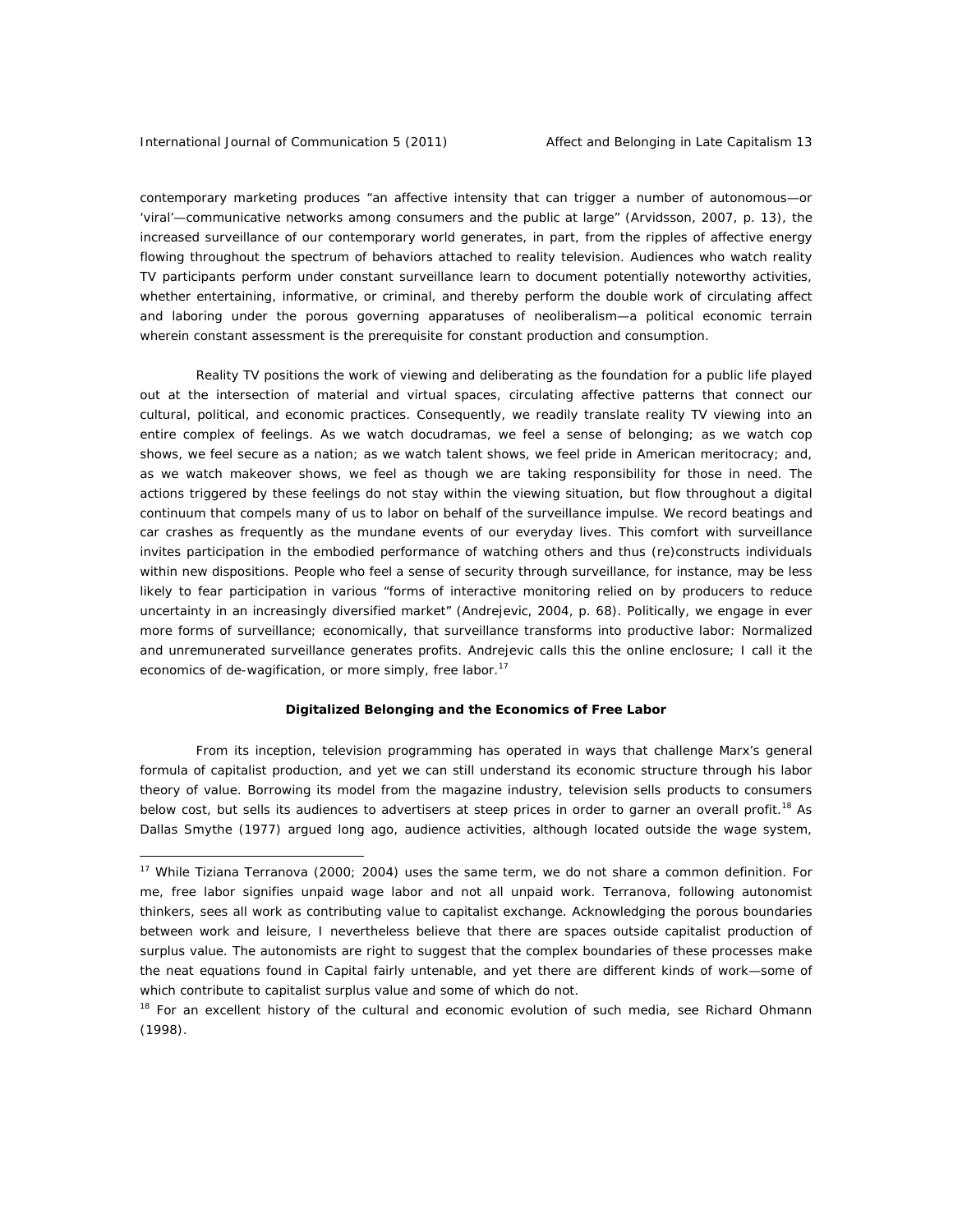contemporary marketing produces "an affective intensity that can trigger a number of autonomous—or 'viral'—communicative networks among consumers and the public at large" (Arvidsson, 2007, p. 13), the increased surveillance of our contemporary world generates, in part, from the ripples of affective energy flowing throughout the spectrum of behaviors attached to reality television. Audiences who watch reality TV participants perform under constant surveillance learn to document potentially noteworthy activities, whether entertaining, informative, or criminal, and thereby perform the double work of circulating affect and laboring under the porous governing apparatuses of neoliberalism—a political economic terrain wherein constant assessment is the prerequisite for constant production and consumption.

Reality TV positions the work of viewing and deliberating as the foundation for a public life played out at the intersection of material and virtual spaces, circulating affective patterns that connect our cultural, political, and economic practices. Consequently, we readily translate reality TV viewing into an entire complex of feelings. As we watch docudramas, we feel a sense of belonging; as we watch cop shows, we feel secure as a nation; as we watch talent shows, we feel pride in American meritocracy; and, as we watch makeover shows, we feel as though we are taking responsibility for those in need. The actions triggered by these feelings do not stay within the viewing situation, but flow throughout a digital continuum that compels many of us to labor on behalf of the surveillance impulse. We record beatings and car crashes as frequently as the mundane events of our everyday lives. This comfort with surveillance invites participation in the embodied performance of watching others and thus (re)constructs individuals within new dispositions. People who feel a sense of security through surveillance, for instance, may be less likely to fear participation in various "forms of interactive monitoring relied on by producers to reduce uncertainty in an increasingly diversified market" (Andrejevic, 2004, p. 68). Politically, we engage in ever more forms of surveillance; economically, that surveillance transforms into productive labor: Normalized and unremunerated surveillance generates profits. Andrejevic calls this the online enclosure; I call it the economics of de-wagification, or more simply, free labor.[17]

**Digitalized Belonging and the Economics of Free Labor**

From its inception, television programming has operated in ways that challenge Marx's general formula of capitalist production, and yet we can still understand its economic structure through his labor theory of value. Borrowing its model from the magazine industry, television sells products to consumers below cost, but sells its audiences to advertisers at steep prices in order to garner an overall profit.[18] As Dallas Smythe (1977) argued long ago, audience activities, although located outside the wage system,

---

[17] While Tiziana Terranova (2000; 2004) uses the same term, we do not share a common definition. For me, free labor signifies unpaid wage labor and not all unpaid work. Terranova, following autonomist thinkers, sees all work as contributing value to capitalist exchange. Acknowledging the porous boundaries between work and leisure, I nevertheless believe that there are spaces outside capitalist production of surplus value. The autonomists are right to suggest that the complex boundaries of these processes make the neat equations found in Capital fairly untenable, and yet there are different kinds of work—some of which contribute to capitalist surplus value and some of which do not.

[18] For an excellent history of the cultural and economic evolution of such media, see Richard Ohmann (1998).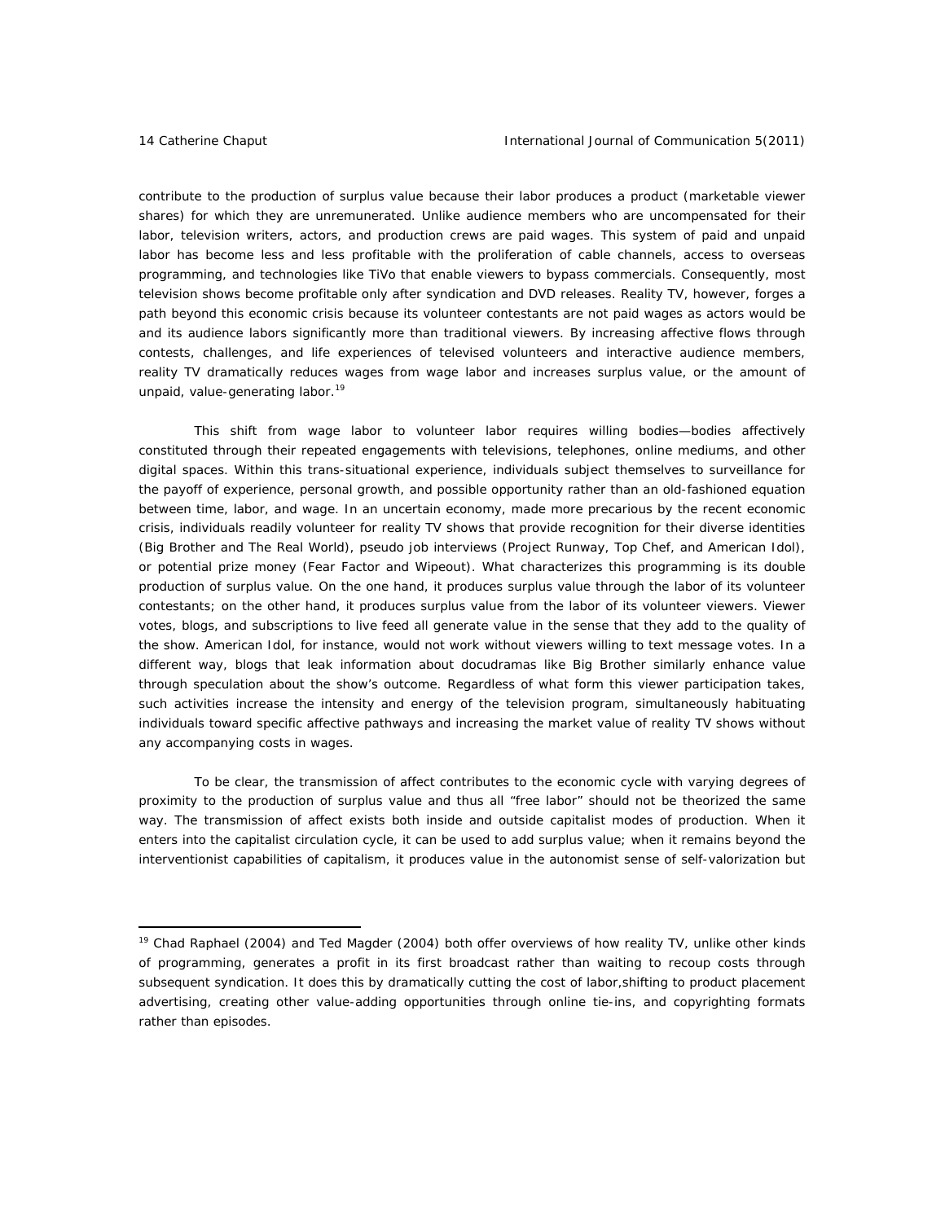contribute to the production of surplus value because their labor produces a product (marketable viewer shares) for which they are unremunerated. Unlike audience members who are uncompensated for their labor, television writers, actors, and production crews are paid wages. This system of paid and unpaid labor has become less and less profitable with the proliferation of cable channels, access to overseas programming, and technologies like TiVo that enable viewers to bypass commercials. Consequently, most television shows become profitable only after syndication and DVD releases. Reality TV, however, forges a path beyond this economic crisis because its volunteer contestants are not paid wages as actors would be and its audience labors significantly more than traditional viewers. By increasing affective flows through contests, challenges, and life experiences of televised volunteers and interactive audience members, reality TV dramatically reduces wages from wage labor and increases surplus value, or the amount of unpaid, value-generating labor.[19]

This shift from wage labor to volunteer labor requires willing bodies—bodies affectively constituted through their repeated engagements with televisions, telephones, online mediums, and other digital spaces. Within this trans-situational experience, individuals subject themselves to surveillance for the payoff of experience, personal growth, and possible opportunity rather than an old-fashioned equation between time, labor, and wage. In an uncertain economy, made more precarious by the recent economic crisis, individuals readily volunteer for reality TV shows that provide recognition for their diverse identities (*Big Brother* and *The Real World*), pseudo job interviews (*Project Runway*, *Top Chef*, and *American Idol*), or potential prize money (*Fear Factor* and *Wipeout*). What characterizes this programming is its double production of surplus value. On the one hand, it produces surplus value through the labor of its volunteer contestants; on the other hand, it produces surplus value from the labor of its volunteer viewers. Viewer votes, blogs, and subscriptions to live feed all generate value in the sense that they add to the quality of the show. *American Idol*, for instance, would not work without viewers willing to text message votes. In a different way, blogs that leak information about docudramas like *Big Brother* similarly enhance value through speculation about the show's outcome. Regardless of what form this viewer participation takes, such activities increase the intensity and energy of the television program, simultaneously habituating individuals toward specific affective pathways and increasing the market value of reality TV shows without any accompanying costs in wages.

To be clear, the transmission of affect contributes to the economic cycle with varying degrees of proximity to the production of surplus value and thus all "free labor" should not be theorized the same way. The transmission of affect exists both inside and outside capitalist modes of production. When it enters into the capitalist circulation cycle, it can be used to add surplus value; when it remains beyond the interventionist capabilities of capitalism, it produces value in the autonomist sense of self-valorization but

---

[19] Chad Raphael (2004) and Ted Magder (2004) both offer overviews of how reality TV, unlike other kinds of programming, generates a profit in its first broadcast rather than waiting to recoup costs through subsequent syndication. It does this by dramatically cutting the cost of labor,shifting to product placement advertising, creating other value-adding opportunities through online tie-ins, and copyrighting formats rather than episodes.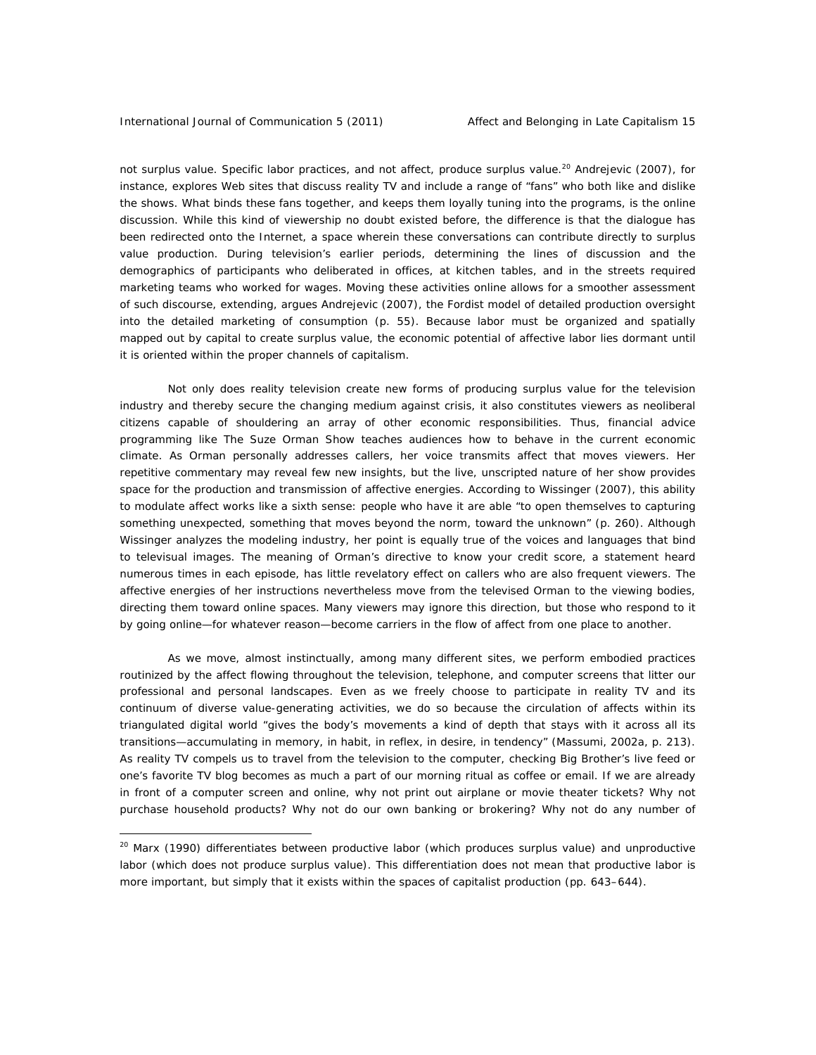not surplus value. Specific labor practices, and not affect, produce surplus value.[20] Andrejevic (2007), for instance, explores Web sites that discuss reality TV and include a range of "fans" who both like and dislike the shows. What binds these fans together, and keeps them loyally tuning into the programs, is the online discussion. While this kind of viewership no doubt existed before, the difference is that the dialogue has been redirected onto the Internet, a space wherein these conversations can contribute directly to surplus value production. During television's earlier periods, determining the lines of discussion and the demographics of participants who deliberated in offices, at kitchen tables, and in the streets required marketing teams who worked for wages. Moving these activities online allows for a smoother assessment of such discourse, extending, argues Andrejevic (2007), the Fordist model of detailed production oversight into the detailed marketing of consumption (p. 55). Because labor must be organized and spatially mapped out by capital to create surplus value, the economic potential of affective labor lies dormant until it is oriented within the proper channels of capitalism.

Not only does reality television create new forms of producing surplus value for the television industry and thereby secure the changing medium against crisis, it also constitutes viewers as neoliberal citizens capable of shouldering an array of other economic responsibilities. Thus, financial advice programming like *The Suze Orman Show* teaches audiences how to behave in the current economic climate. As Orman personally addresses callers, her voice transmits affect that moves viewers. Her repetitive commentary may reveal few new insights, but the live, unscripted nature of her show provides space for the production and transmission of affective energies. According to Wissinger (2007), this ability to modulate affect works like a sixth sense: people who have it are able "to open themselves to capturing something unexpected, something that moves beyond the norm, toward the unknown" (p. 260). Although Wissinger analyzes the modeling industry, her point is equally true of the voices and languages that bind to televisual images. The meaning of Orman's directive to know your credit score, a statement heard numerous times in each episode, has little revelatory effect on callers who are also frequent viewers. The affective energies of her instructions nevertheless move from the televised Orman to the viewing bodies, directing them toward online spaces. Many viewers may ignore this direction, but those who respond to it by going online—for whatever reason—become carriers in the flow of affect from one place to another.

As we move, almost instinctually, among many different sites, we perform embodied practices routinized by the affect flowing throughout the television, telephone, and computer screens that litter our professional and personal landscapes. Even as we freely choose to participate in reality TV and its continuum of diverse value-generating activities, we do so because the circulation of affects within its triangulated digital world "gives the body's movements a kind of depth that stays with it across all its transitions—accumulating in memory, in habit, in reflex, in desire, in tendency" (Massumi, 2002a, p. 213). As reality TV compels us to travel from the television to the computer, checking *Big Brother*'s live feed or one's favorite TV blog becomes as much a part of our morning ritual as coffee or email. If we are already in front of a computer screen and online, why not print out airplane or movie theater tickets? Why not purchase household products? Why not do our own banking or brokering? Why not do any number of

[20] Marx (1990) differentiates between productive labor (which produces surplus value) and unproductive labor (which does not produce surplus value). This differentiation does not mean that productive labor is more important, but simply that it exists within the spaces of capitalist production (pp. 643–644).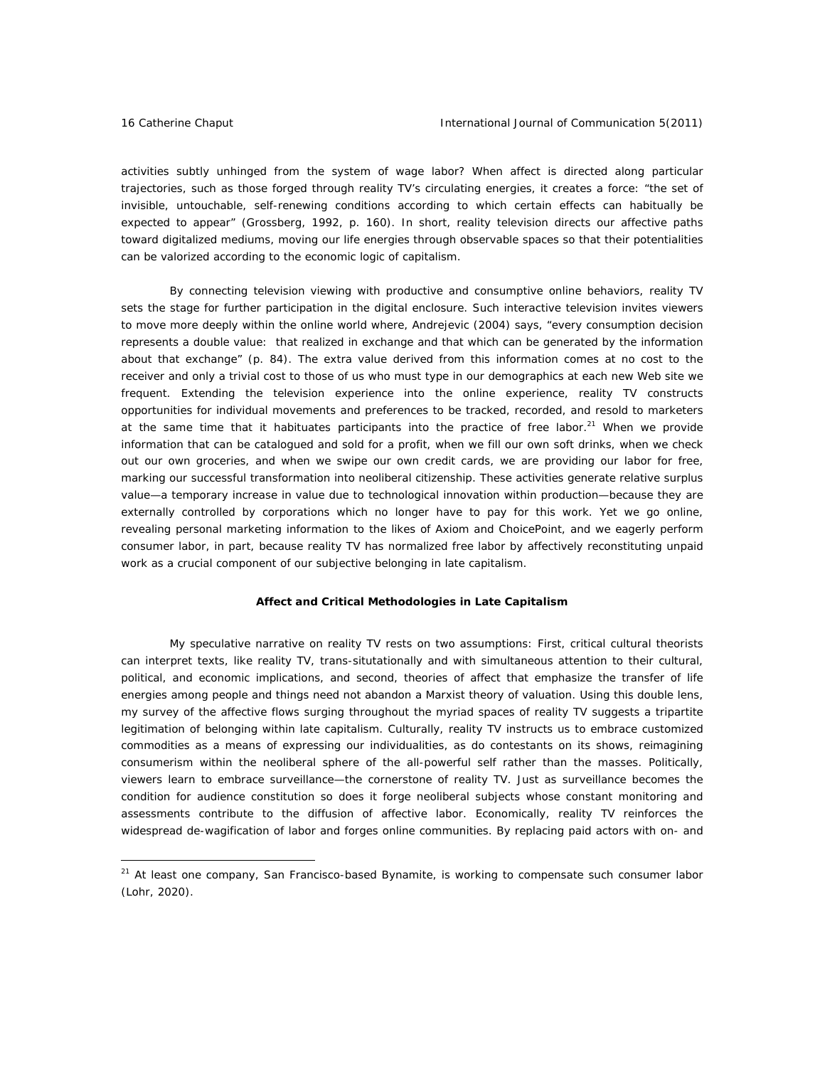activities subtly unhinged from the system of wage labor? When affect is directed along particular trajectories, such as those forged through reality TV's circulating energies, it creates a force: "the set of invisible, untouchable, self-renewing conditions according to which certain effects can habitually be expected to appear" (Grossberg, 1992, p. 160). In short, reality television directs our affective paths toward digitalized mediums, moving our life energies through observable spaces so that their potentialities can be valorized according to the economic logic of capitalism.

By connecting television viewing with productive and consumptive online behaviors, reality TV sets the stage for further participation in the digital enclosure. Such interactive television invites viewers to move more deeply within the online world where, Andrejevic (2004) says, "every consumption decision represents a double value: that realized in exchange and that which can be generated by the information about that exchange" (p. 84). The extra value derived from this information comes at no cost to the receiver and only a trivial cost to those of us who must type in our demographics at each new Web site we frequent. Extending the television experience into the online experience, reality TV constructs opportunities for individual movements and preferences to be tracked, recorded, and resold to marketers at the same time that it habituates participants into the practice of free labor.[21] When we provide information that can be catalogued and sold for a profit, when we fill our own soft drinks, when we check out our own groceries, and when we swipe our own credit cards, we are providing our labor for free, marking our successful transformation into neoliberal citizenship. These activities generate relative surplus value—a temporary increase in value due to technological innovation within production—because they are externally controlled by corporations which no longer have to pay for this work. Yet we go online, revealing personal marketing information to the likes of Axiom and ChoicePoint, and we eagerly perform consumer labor, in part, because reality TV has normalized free labor by affectively reconstituting unpaid work as a crucial component of our subjective belonging in late capitalism.

## Affect and Critical Methodologies in Late Capitalism

My speculative narrative on reality TV rests on two assumptions: First, critical cultural theorists can interpret texts, like reality TV, trans-situtationally and with simultaneous attention to their cultural, political, and economic implications, and second, theories of affect that emphasize the transfer of life energies among people and things need not abandon a Marxist theory of valuation. Using this double lens, my survey of the affective flows surging throughout the myriad spaces of reality TV suggests a tripartite legitimation of belonging within late capitalism. Culturally, reality TV instructs us to embrace customized commodities as a means of expressing our individualities, as do contestants on its shows, reimagining consumerism within the neoliberal sphere of the all-powerful self rather than the masses. Politically, viewers learn to embrace surveillance—the cornerstone of reality TV. Just as surveillance becomes the condition for audience constitution so does it forge neoliberal subjects whose constant monitoring and assessments contribute to the diffusion of affective labor. Economically, reality TV reinforces the widespread de-wagification of labor and forges online communities. By replacing paid actors with on- and

---

[21] At least one company, San Francisco-based Bynamite, is working to compensate such consumer labor (Lohr, 2020).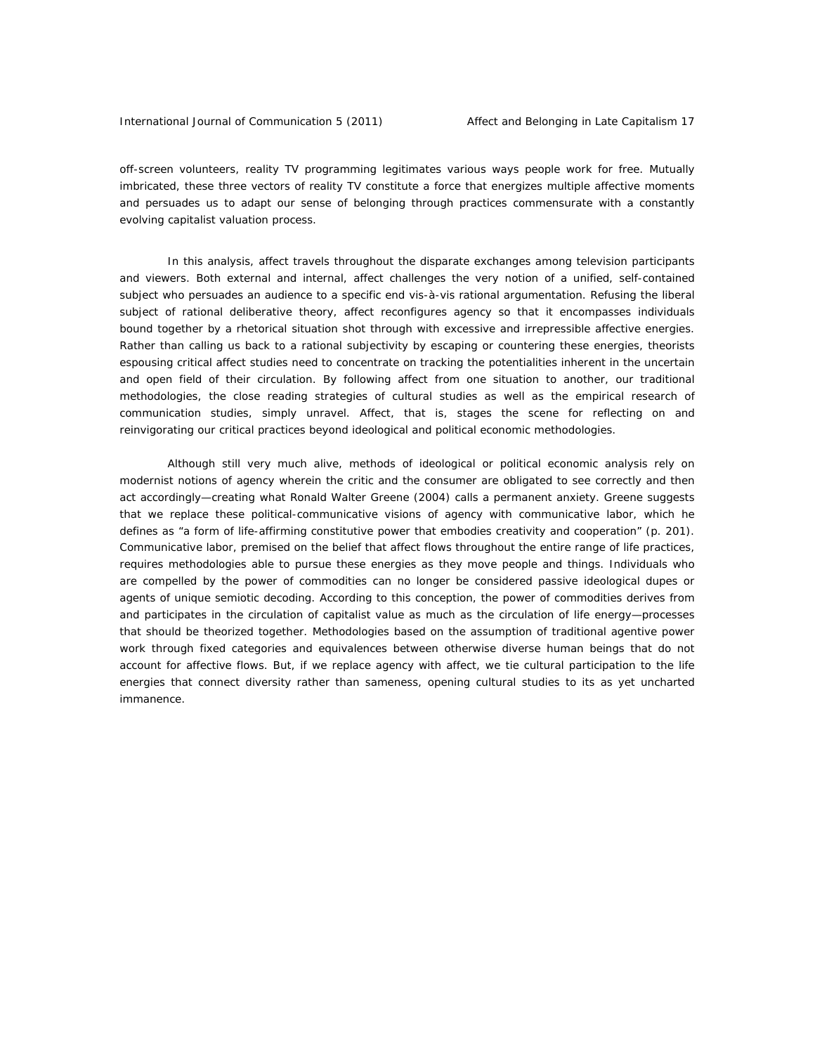off-screen volunteers, reality TV programming legitimates various ways people work for free. Mutually imbricated, these three vectors of reality TV constitute a force that energizes multiple affective moments and persuades us to adapt our sense of belonging through practices commensurate with a constantly evolving capitalist valuation process.

In this analysis, affect travels throughout the disparate exchanges among television participants and viewers. Both external and internal, affect challenges the very notion of a unified, self-contained subject who persuades an audience to a specific end vis-à-vis rational argumentation. Refusing the liberal subject of rational deliberative theory, affect reconfigures agency so that it encompasses individuals bound together by a rhetorical situation shot through with excessive and irrepressible affective energies. Rather than calling us back to a rational subjectivity by escaping or countering these energies, theorists espousing critical affect studies need to concentrate on tracking the potentialities inherent in the uncertain and open field of their circulation. By following affect from one situation to another, our traditional methodologies, the close reading strategies of cultural studies as well as the empirical research of communication studies, simply unravel. Affect, that is, stages the scene for reflecting on and reinvigorating our critical practices beyond ideological and political economic methodologies.

Although still very much alive, methods of ideological or political economic analysis rely on modernist notions of agency wherein the critic and the consumer are obligated to see correctly and then act accordingly—creating what Ronald Walter Greene (2004) calls a permanent anxiety. Greene suggests that we replace these political-communicative visions of agency with communicative labor, which he defines as "a form of life-affirming constitutive power that embodies creativity and cooperation" (p. 201). Communicative labor, premised on the belief that affect flows throughout the entire range of life practices, requires methodologies able to pursue these energies as they move people and things. Individuals who are compelled by the power of commodities can no longer be considered passive ideological dupes or agents of unique semiotic decoding. According to this conception, the power of commodities derives from and participates in the circulation of capitalist value as much as the circulation of life energy—processes that should be theorized together. Methodologies based on the assumption of traditional agentive power work through fixed categories and equivalences between otherwise diverse human beings that do not account for affective flows. But, if we replace agency with affect, we tie cultural participation to the life energies that connect diversity rather than sameness, opening cultural studies to its as yet uncharted immanence.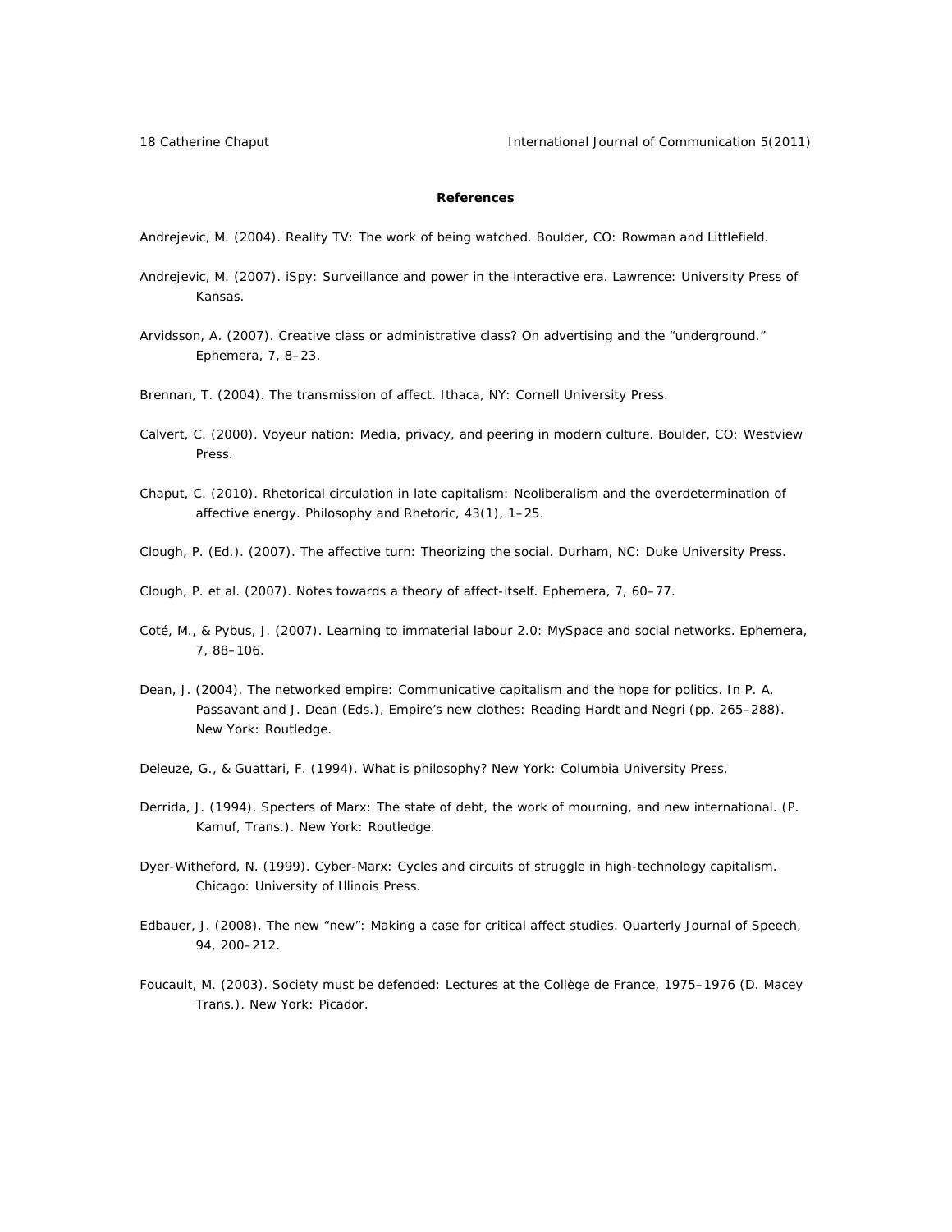## References

Andrejevic, M. (2004). Reality TV: The work of being watched. Boulder, CO: Rowman and Littlefield.

Andrejevic, M. (2007). iSpy: Surveillance and power in the interactive era. Lawrence: University Press of Kansas.

Arvidsson, A. (2007). Creative class or administrative class? On advertising and the "underground." Ephemera, 7, 8–23.

Brennan, T. (2004). The transmission of affect. Ithaca, NY: Cornell University Press.

Calvert, C. (2000). Voyeur nation: Media, privacy, and peering in modern culture. Boulder, CO: Westview Press.

Chaput, C. (2010). Rhetorical circulation in late capitalism: Neoliberalism and the overdetermination of affective energy. Philosophy and Rhetoric, 43(1), 1–25.

Clough, P. (Ed.). (2007). The affective turn: Theorizing the social. Durham, NC: Duke University Press.

Clough, P. et al. (2007). Notes towards a theory of affect-itself. Ephemera, 7, 60–77.

Coté, M., & Pybus, J. (2007). Learning to immaterial labour 2.0: MySpace and social networks. Ephemera, 7, 88–106.

Dean, J. (2004). The networked empire: Communicative capitalism and the hope for politics. In P. A. Passavant and J. Dean (Eds.), Empire's new clothes: Reading Hardt and Negri (pp. 265–288). New York: Routledge.

Deleuze, G., & Guattari, F. (1994). What is philosophy? New York: Columbia University Press.

Derrida, J. (1994). Specters of Marx: The state of debt, the work of mourning, and new international. (P. Kamuf, Trans.). New York: Routledge.

Dyer-Witheford, N. (1999). Cyber-Marx: Cycles and circuits of struggle in high-technology capitalism. Chicago: University of Illinois Press.

Edbauer, J. (2008). The new "new": Making a case for critical affect studies. Quarterly Journal of Speech, 94, 200–212.

Foucault, M. (2003). Society must be defended: Lectures at the Collège de France, 1975–1976 (D. Macey Trans.). New York: Picador.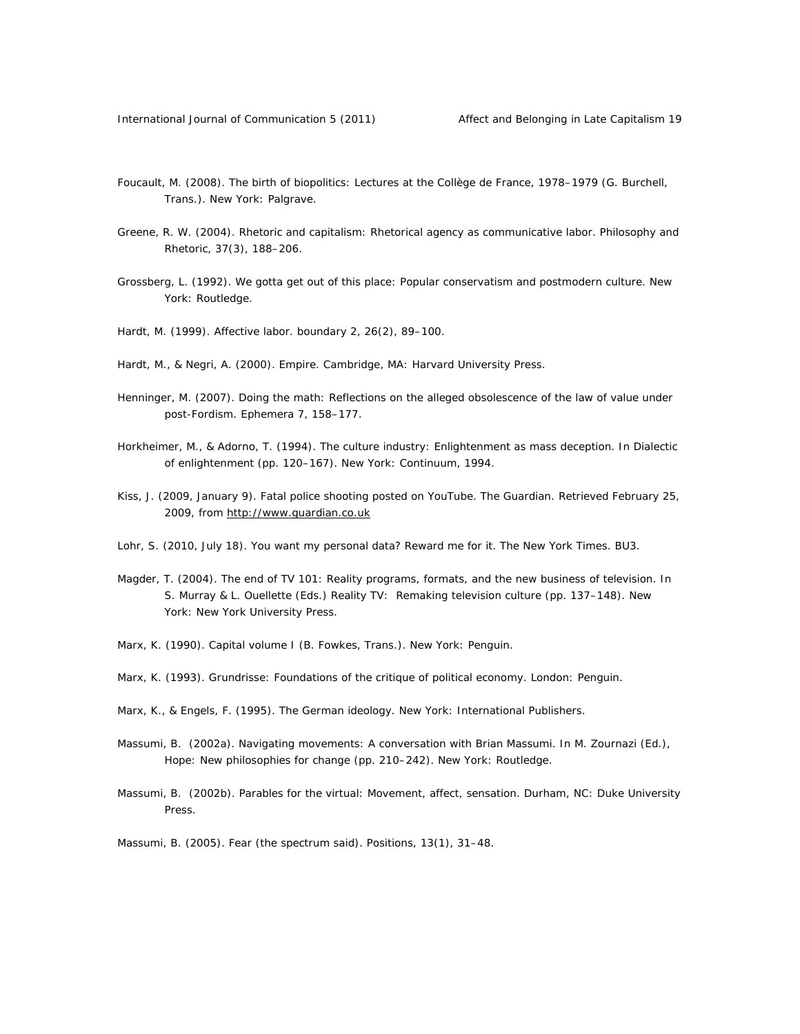Foucault, M. (2008). The birth of biopolitics: Lectures at the Collège de France, 1978–1979 (G. Burchell, Trans.). New York: Palgrave.

Greene, R. W. (2004). Rhetoric and capitalism: Rhetorical agency as communicative labor. Philosophy and Rhetoric, 37(3), 188–206.

Grossberg, L. (1992). We gotta get out of this place: Popular conservatism and postmodern culture. New York: Routledge.

Hardt, M. (1999). Affective labor. boundary 2, 26(2), 89–100.

Hardt, M., & Negri, A. (2000). Empire. Cambridge, MA: Harvard University Press.

Henninger, M. (2007). Doing the math: Reflections on the alleged obsolescence of the law of value under post-Fordism. Ephemera 7, 158–177.

Horkheimer, M., & Adorno, T. (1994). The culture industry: Enlightenment as mass deception. In Dialectic of enlightenment (pp. 120–167). New York: Continuum, 1994.

Kiss, J. (2009, January 9). Fatal police shooting posted on YouTube. The Guardian. Retrieved February 25, 2009, from http://www.guardian.co.uk

Lohr, S. (2010, July 18). You want my personal data? Reward me for it. The New York Times. BU3.

Magder, T. (2004). The end of TV 101: Reality programs, formats, and the new business of television. In S. Murray & L. Ouellette (Eds.) Reality TV: Remaking television culture (pp. 137–148). New York: New York University Press.

Marx, K. (1990). Capital volume I (B. Fowkes, Trans.). New York: Penguin.

Marx, K. (1993). Grundrisse: Foundations of the critique of political economy. London: Penguin.

Marx, K., & Engels, F. (1995). The German ideology. New York: International Publishers.

Massumi, B. (2002a). Navigating movements: A conversation with Brian Massumi. In M. Zournazi (Ed.), Hope: New philosophies for change (pp. 210–242). New York: Routledge.

Massumi, B. (2002b). Parables for the virtual: Movement, affect, sensation. Durham, NC: Duke University Press.

Massumi, B. (2005). Fear (the spectrum said). Positions, 13(1), 31–48.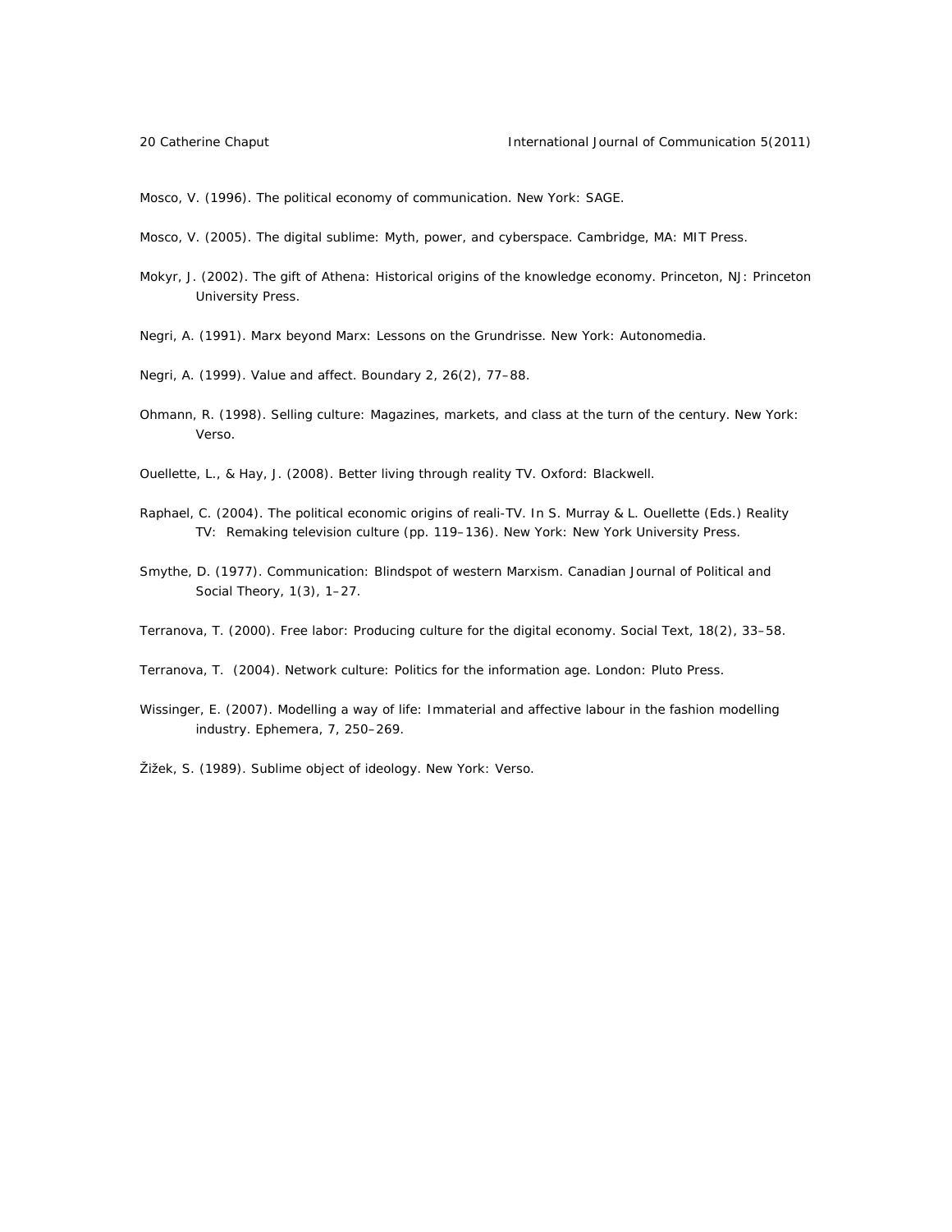Mosco, V. (1996). The political economy of communication. New York: SAGE.

Mosco, V. (2005). The digital sublime: Myth, power, and cyberspace. Cambridge, MA: MIT Press.

Mokyr, J. (2002). The gift of Athena: Historical origins of the knowledge economy. Princeton, NJ: Princeton University Press.

Negri, A. (1991). Marx beyond Marx: Lessons on the Grundrisse. New York: Autonomedia.

Negri, A. (1999). Value and affect. Boundary 2, 26(2), 77–88.

Ohmann, R. (1998). Selling culture: Magazines, markets, and class at the turn of the century. New York: Verso.

Ouellette, L., & Hay, J. (2008). Better living through reality TV. Oxford: Blackwell.

Raphael, C. (2004). The political economic origins of reali-TV. In S. Murray & L. Ouellette (Eds.) Reality TV: Remaking television culture (pp. 119–136). New York: New York University Press.

Smythe, D. (1977). Communication: Blindspot of western Marxism. Canadian Journal of Political and Social Theory, 1(3), 1–27.

Terranova, T. (2000). Free labor: Producing culture for the digital economy. Social Text, 18(2), 33–58.

Terranova, T. (2004). Network culture: Politics for the information age. London: Pluto Press.

Wissinger, E. (2007). Modelling a way of life: Immaterial and affective labour in the fashion modelling industry. Ephemera, 7, 250–269.

Žižek, S. (1989). Sublime object of ideology. New York: Verso.